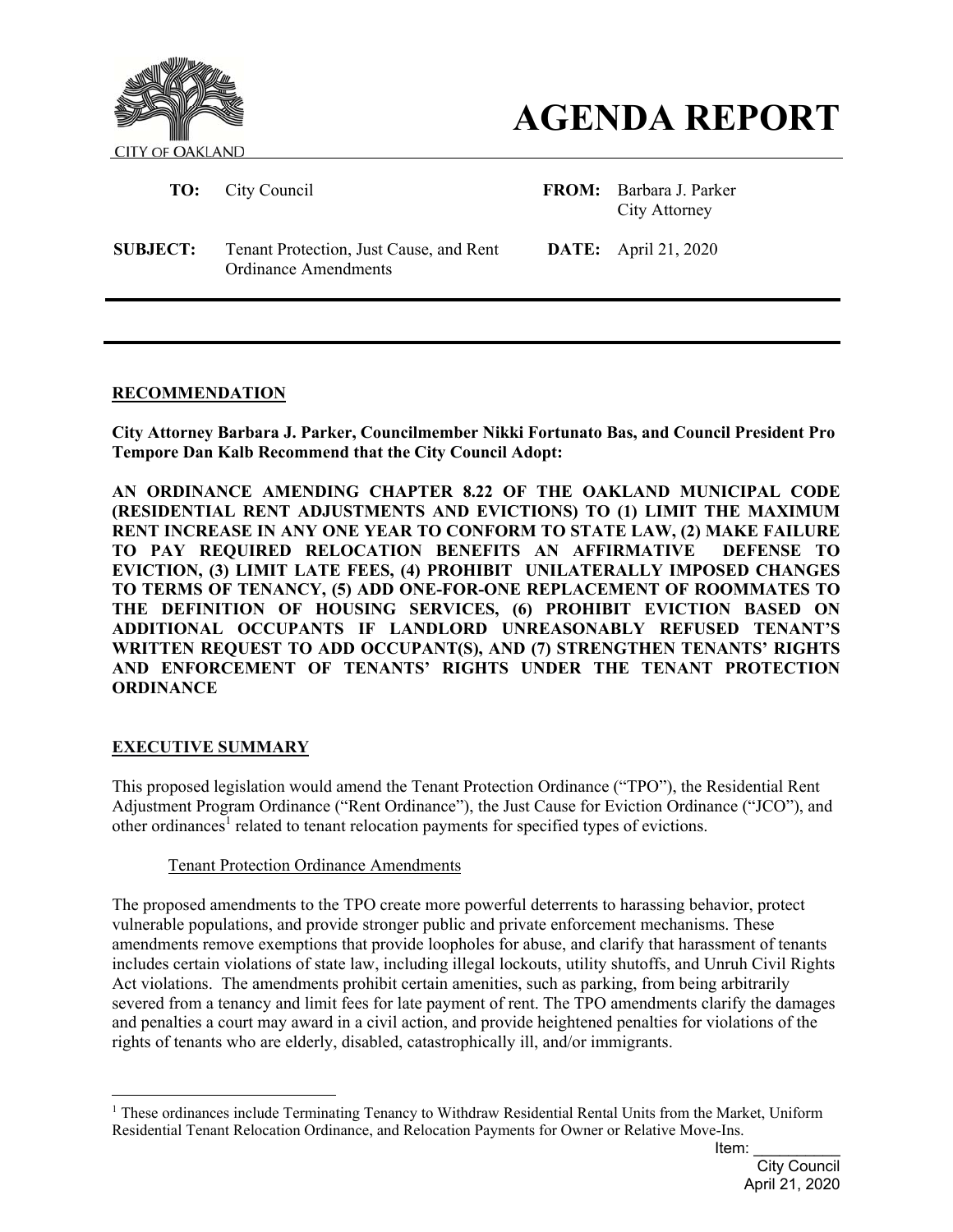# AGENDA REPORT

CITY OF OAKLAND

| | | | |
|---|---|---|---|
| **TO:** | City Council | **FROM:** | Barbara J. Parker<br>City Attorney |
| **SUBJECT:** | Tenant Protection, Just Cause, and Rent Ordinance Amendments | **DATE:** | April 21, 2020 |

## RECOMMENDATION

**City Attorney Barbara J. Parker, Councilmember Nikki Fortunato Bas, and Council President Pro Tempore Dan Kalb Recommend that the City Council Adopt:**

**AN ORDINANCE AMENDING CHAPTER 8.22 OF THE OAKLAND MUNICIPAL CODE (RESIDENTIAL RENT ADJUSTMENTS AND EVICTIONS) TO (1) LIMIT THE MAXIMUM RENT INCREASE IN ANY ONE YEAR TO CONFORM TO STATE LAW, (2) MAKE FAILURE TO PAY REQUIRED RELOCATION BENEFITS AN AFFIRMATIVE DEFENSE TO EVICTION, (3) LIMIT LATE FEES, (4) PROHIBIT UNILATERALLY IMPOSED CHANGES TO TERMS OF TENANCY, (5) ADD ONE-FOR-ONE REPLACEMENT OF ROOMMATES TO THE DEFINITION OF HOUSING SERVICES, (6) PROHIBIT EVICTION BASED ON ADDITIONAL OCCUPANTS IF LANDLORD UNREASONABLY REFUSED TENANT'S WRITTEN REQUEST TO ADD OCCUPANT(S), AND (7) STRENGTHEN TENANTS' RIGHTS AND ENFORCEMENT OF TENANTS' RIGHTS UNDER THE TENANT PROTECTION ORDINANCE**

## EXECUTIVE SUMMARY

This proposed legislation would amend the Tenant Protection Ordinance ("TPO"), the Residential Rent Adjustment Program Ordinance ("Rent Ordinance"), the Just Cause for Eviction Ordinance ("JCO"), and other ordinances[1] related to tenant relocation payments for specified types of evictions.

### Tenant Protection Ordinance Amendments

The proposed amendments to the TPO create more powerful deterrents to harassing behavior, protect vulnerable populations, and provide stronger public and private enforcement mechanisms. These amendments remove exemptions that provide loopholes for abuse, and clarify that harassment of tenants includes certain violations of state law, including illegal lockouts, utility shutoffs, and Unruh Civil Rights Act violations. The amendments prohibit certain amenities, such as parking, from being arbitrarily severed from a tenancy and limit fees for late payment of rent. The TPO amendments clarify the damages and penalties a court may award in a civil action, and provide heightened penalties for violations of the rights of tenants who are elderly, disabled, catastrophically ill, and/or immigrants.

[1] These ordinances include Terminating Tenancy to Withdraw Residential Rental Units from the Market, Uniform Residential Tenant Relocation Ordinance, and Relocation Payments for Owner or Relative Move-Ins.

Item: __________
City Council
April 21, 2020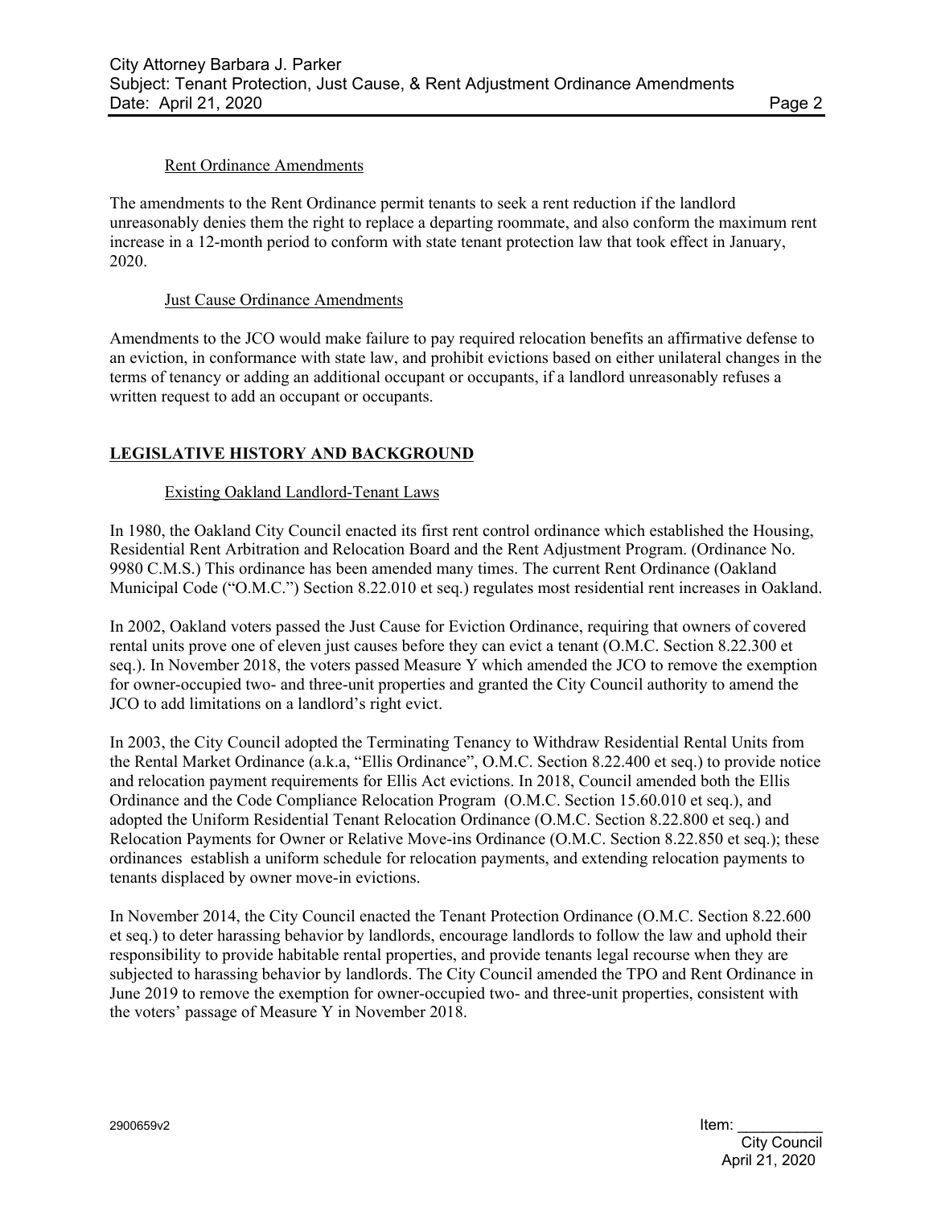Rent Ordinance Amendments

The amendments to the Rent Ordinance permit tenants to seek a rent reduction if the landlord unreasonably denies them the right to replace a departing roommate, and also conform the maximum rent increase in a 12-month period to conform with state tenant protection law that took effect in January, 2020.

Just Cause Ordinance Amendments

Amendments to the JCO would make failure to pay required relocation benefits an affirmative defense to an eviction, in conformance with state law, and prohibit evictions based on either unilateral changes in the terms of tenancy or adding an additional occupant or occupants, if a landlord unreasonably refuses a written request to add an occupant or occupants.

## LEGISLATIVE HISTORY AND BACKGROUND

Existing Oakland Landlord-Tenant Laws

In 1980, the Oakland City Council enacted its first rent control ordinance which established the Housing, Residential Rent Arbitration and Relocation Board and the Rent Adjustment Program. (Ordinance No. 9980 C.M.S.) This ordinance has been amended many times. The current Rent Ordinance (Oakland Municipal Code ("O.M.C.") Section 8.22.010 et seq.) regulates most residential rent increases in Oakland.

In 2002, Oakland voters passed the Just Cause for Eviction Ordinance, requiring that owners of covered rental units prove one of eleven just causes before they can evict a tenant (O.M.C. Section 8.22.300 et seq.). In November 2018, the voters passed Measure Y which amended the JCO to remove the exemption for owner-occupied two- and three-unit properties and granted the City Council authority to amend the JCO to add limitations on a landlord's right evict.

In 2003, the City Council adopted the Terminating Tenancy to Withdraw Residential Rental Units from the Rental Market Ordinance (a.k.a, "Ellis Ordinance", O.M.C. Section 8.22.400 et seq.) to provide notice and relocation payment requirements for Ellis Act evictions. In 2018, Council amended both the Ellis Ordinance and the Code Compliance Relocation Program (O.M.C. Section 15.60.010 et seq.), and adopted the Uniform Residential Tenant Relocation Ordinance (O.M.C. Section 8.22.800 et seq.) and Relocation Payments for Owner or Relative Move-ins Ordinance (O.M.C. Section 8.22.850 et seq.); these ordinances establish a uniform schedule for relocation payments, and extending relocation payments to tenants displaced by owner move-in evictions.

In November 2014, the City Council enacted the Tenant Protection Ordinance (O.M.C. Section 8.22.600 et seq.) to deter harassing behavior by landlords, encourage landlords to follow the law and uphold their responsibility to provide habitable rental properties, and provide tenants legal recourse when they are subjected to harassing behavior by landlords. The City Council amended the TPO and Rent Ordinance in June 2019 to remove the exemption for owner-occupied two- and three-unit properties, consistent with the voters' passage of Measure Y in November 2018.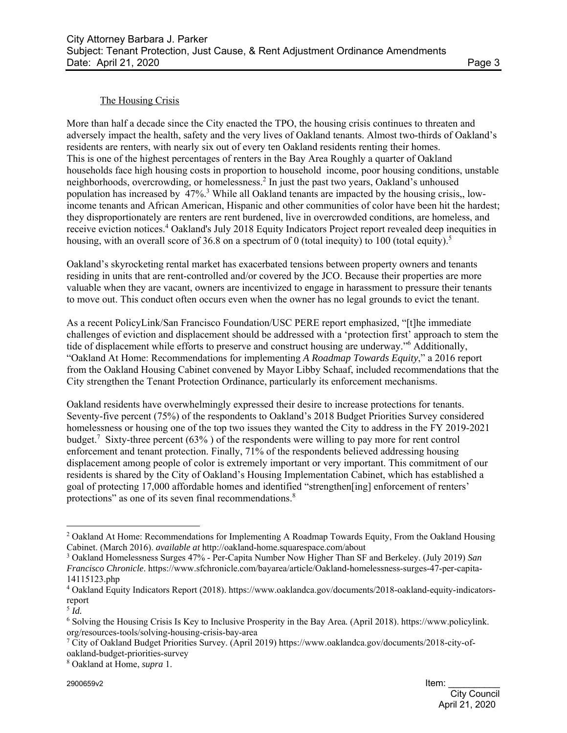The Housing Crisis

More than half a decade since the City enacted the TPO, the housing crisis continues to threaten and adversely impact the health, safety and the very lives of Oakland tenants. Almost two-thirds of Oakland's residents are renters, with nearly six out of every ten Oakland residents renting their homes. This is one of the highest percentages of renters in the Bay Area Roughly a quarter of Oakland households face high housing costs in proportion to household income, poor housing conditions, unstable neighborhoods, overcrowding, or homelessness.[2] In just the past two years, Oakland's unhoused population has increased by 47%.[3] While all Oakland tenants are impacted by the housing crisis,, low-income tenants and African American, Hispanic and other communities of color have been hit the hardest; they disproportionately are renters are rent burdened, live in overcrowded conditions, are homeless, and receive eviction notices.[4] Oakland's July 2018 Equity Indicators Project report revealed deep inequities in housing, with an overall score of 36.8 on a spectrum of 0 (total inequity) to 100 (total equity).[5]

Oakland's skyrocketing rental market has exacerbated tensions between property owners and tenants residing in units that are rent-controlled and/or covered by the JCO. Because their properties are more valuable when they are vacant, owners are incentivized to engage in harassment to pressure their tenants to move out. This conduct often occurs even when the owner has no legal grounds to evict the tenant.

As a recent PolicyLink/San Francisco Foundation/USC PERE report emphasized, "[t]he immediate challenges of eviction and displacement should be addressed with a 'protection first' approach to stem the tide of displacement while efforts to preserve and construct housing are underway."[6] Additionally, "Oakland At Home: Recommendations for implementing *A Roadmap Towards Equity*," a 2016 report from the Oakland Housing Cabinet convened by Mayor Libby Schaaf, included recommendations that the City strengthen the Tenant Protection Ordinance, particularly its enforcement mechanisms.

Oakland residents have overwhelmingly expressed their desire to increase protections for tenants. Seventy-five percent (75%) of the respondents to Oakland's 2018 Budget Priorities Survey considered homelessness or housing one of the top two issues they wanted the City to address in the FY 2019-2021 budget.[7] Sixty-three percent (63% ) of the respondents were willing to pay more for rent control enforcement and tenant protection. Finally, 71% of the respondents believed addressing housing displacement among people of color is extremely important or very important. This commitment of our residents is shared by the City of Oakland's Housing Implementation Cabinet, which has established a goal of protecting 17,000 affordable homes and identified "strengthen[ing] enforcement of renters' protections" as one of its seven final recommendations.[8]

---

[2] Oakland At Home: Recommendations for Implementing A Roadmap Towards Equity, From the Oakland Housing Cabinet. (March 2016). *available at* http://oakland-home.squarespace.com/about

[3] Oakland Homelessness Surges 47% - Per-Capita Number Now Higher Than SF and Berkeley. (July 2019) *San Francisco Chronicle*. https://www.sfchronicle.com/bayarea/article/Oakland-homelessness-surges-47-per-capita-14115123.php

[4] Oakland Equity Indicators Report (2018). https://www.oaklandca.gov/documents/2018-oakland-equity-indicators-report

[5] *Id.*

[6] Solving the Housing Crisis Is Key to Inclusive Prosperity in the Bay Area. (April 2018). https://www.policylink.org/resources-tools/solving-housing-crisis-bay-area

[7] City of Oakland Budget Priorities Survey. (April 2019) https://www.oaklandca.gov/documents/2018-city-of-oakland-budget-priorities-survey

[8] Oakland at Home, *supra* 1.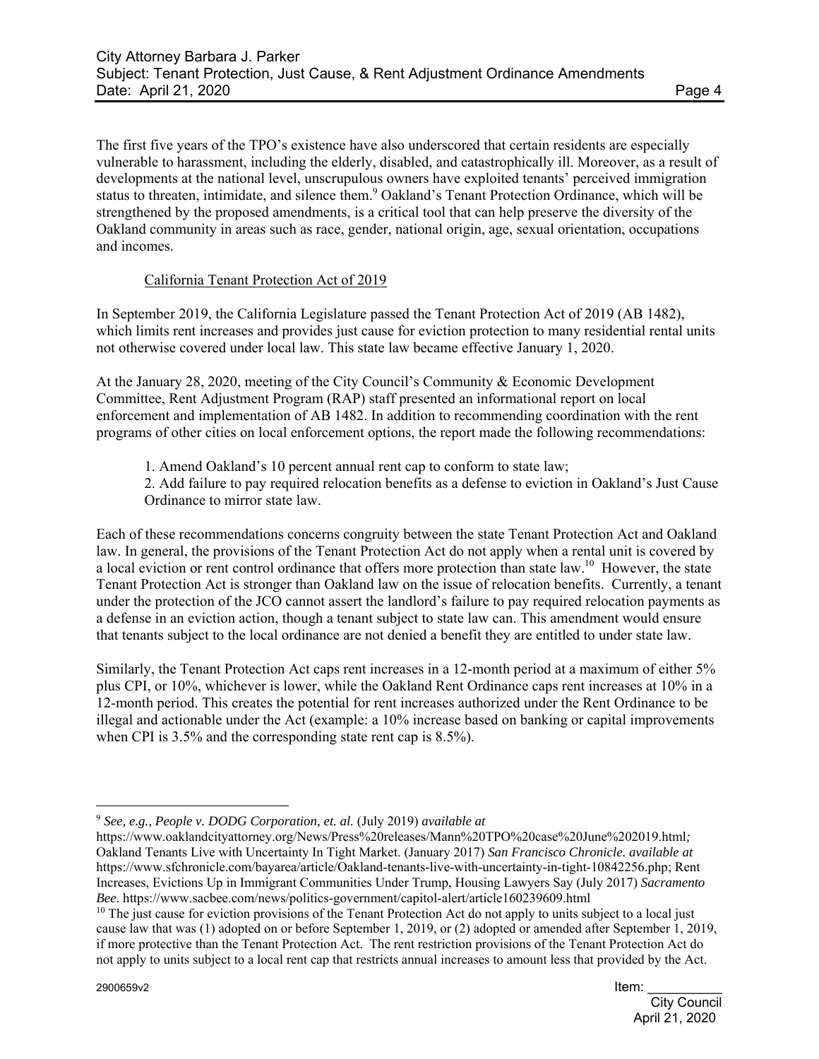The first five years of the TPO's existence have also underscored that certain residents are especially vulnerable to harassment, including the elderly, disabled, and catastrophically ill. Moreover, as a result of developments at the national level, unscrupulous owners have exploited tenants' perceived immigration status to threaten, intimidate, and silence them.[9] Oakland's Tenant Protection Ordinance, which will be strengthened by the proposed amendments, is a critical tool that can help preserve the diversity of the Oakland community in areas such as race, gender, national origin, age, sexual orientation, occupations and incomes.

California Tenant Protection Act of 2019

In September 2019, the California Legislature passed the Tenant Protection Act of 2019 (AB 1482), which limits rent increases and provides just cause for eviction protection to many residential rental units not otherwise covered under local law. This state law became effective January 1, 2020.

At the January 28, 2020, meeting of the City Council's Community & Economic Development Committee, Rent Adjustment Program (RAP) staff presented an informational report on local enforcement and implementation of AB 1482. In addition to recommending coordination with the rent programs of other cities on local enforcement options, the report made the following recommendations:

1. Amend Oakland's 10 percent annual rent cap to conform to state law;
2. Add failure to pay required relocation benefits as a defense to eviction in Oakland's Just Cause Ordinance to mirror state law.

Each of these recommendations concerns congruity between the state Tenant Protection Act and Oakland law. In general, the provisions of the Tenant Protection Act do not apply when a rental unit is covered by a local eviction or rent control ordinance that offers more protection than state law.[10] However, the state Tenant Protection Act is stronger than Oakland law on the issue of relocation benefits. Currently, a tenant under the protection of the JCO cannot assert the landlord's failure to pay required relocation payments as a defense in an eviction action, though a tenant subject to state law can. This amendment would ensure that tenants subject to the local ordinance are not denied a benefit they are entitled to under state law.

Similarly, the Tenant Protection Act caps rent increases in a 12-month period at a maximum of either 5% plus CPI, or 10%, whichever is lower, while the Oakland Rent Ordinance caps rent increases at 10% in a 12-month period. This creates the potential for rent increases authorized under the Rent Ordinance to be illegal and actionable under the Act (example: a 10% increase based on banking or capital improvements when CPI is 3.5% and the corresponding state rent cap is 8.5%).

---

[9] *See, e.g., People v. DODG Corporation, et. al.* (July 2019) *available at* https://www.oaklandcityattorney.org/News/Press%20releases/Mann%20TPO%20case%20June%202019.html*;* Oakland Tenants Live with Uncertainty In Tight Market. (January 2017) *San Francisco Chronicle. available at* https://www.sfchronicle.com/bayarea/article/Oakland-tenants-live-with-uncertainty-in-tight-10842256.php; Rent Increases, Evictions Up in Immigrant Communities Under Trump, Housing Lawyers Say (July 2017) *Sacramento Bee*. https://www.sacbee.com/news/politics-government/capitol-alert/article160239609.html

[10] The just cause for eviction provisions of the Tenant Protection Act do not apply to units subject to a local just cause law that was (1) adopted on or before September 1, 2019, or (2) adopted or amended after September 1, 2019, if more protective than the Tenant Protection Act. The rent restriction provisions of the Tenant Protection Act do not apply to units subject to a local rent cap that restricts annual increases to amount less that provided by the Act.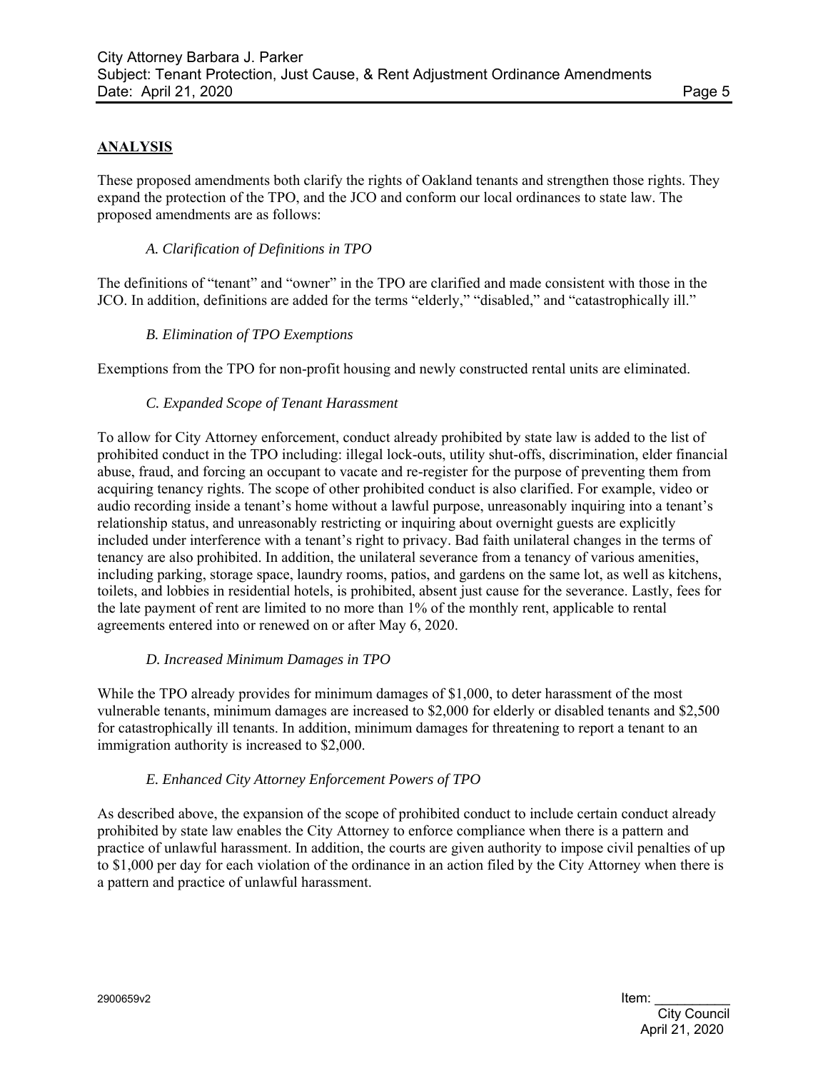## ANALYSIS

These proposed amendments both clarify the rights of Oakland tenants and strengthen those rights. They expand the protection of the TPO, and the JCO and conform our local ordinances to state law. The proposed amendments are as follows:

### *A. Clarification of Definitions in TPO*

The definitions of "tenant" and "owner" in the TPO are clarified and made consistent with those in the JCO. In addition, definitions are added for the terms "elderly," "disabled," and "catastrophically ill."

### *B. Elimination of TPO Exemptions*

Exemptions from the TPO for non-profit housing and newly constructed rental units are eliminated.

### *C. Expanded Scope of Tenant Harassment*

To allow for City Attorney enforcement, conduct already prohibited by state law is added to the list of prohibited conduct in the TPO including: illegal lock-outs, utility shut-offs, discrimination, elder financial abuse, fraud, and forcing an occupant to vacate and re-register for the purpose of preventing them from acquiring tenancy rights. The scope of other prohibited conduct is also clarified. For example, video or audio recording inside a tenant's home without a lawful purpose, unreasonably inquiring into a tenant's relationship status, and unreasonably restricting or inquiring about overnight guests are explicitly included under interference with a tenant's right to privacy. Bad faith unilateral changes in the terms of tenancy are also prohibited. In addition, the unilateral severance from a tenancy of various amenities, including parking, storage space, laundry rooms, patios, and gardens on the same lot, as well as kitchens, toilets, and lobbies in residential hotels, is prohibited, absent just cause for the severance. Lastly, fees for the late payment of rent are limited to no more than 1% of the monthly rent, applicable to rental agreements entered into or renewed on or after May 6, 2020.

### *D. Increased Minimum Damages in TPO*

While the TPO already provides for minimum damages of $1,000, to deter harassment of the most vulnerable tenants, minimum damages are increased to $2,000 for elderly or disabled tenants and $2,500 for catastrophically ill tenants. In addition, minimum damages for threatening to report a tenant to an immigration authority is increased to $2,000.

### *E. Enhanced City Attorney Enforcement Powers of TPO*

As described above, the expansion of the scope of prohibited conduct to include certain conduct already prohibited by state law enables the City Attorney to enforce compliance when there is a pattern and practice of unlawful harassment. In addition, the courts are given authority to impose civil penalties of up to $1,000 per day for each violation of the ordinance in an action filed by the City Attorney when there is a pattern and practice of unlawful harassment.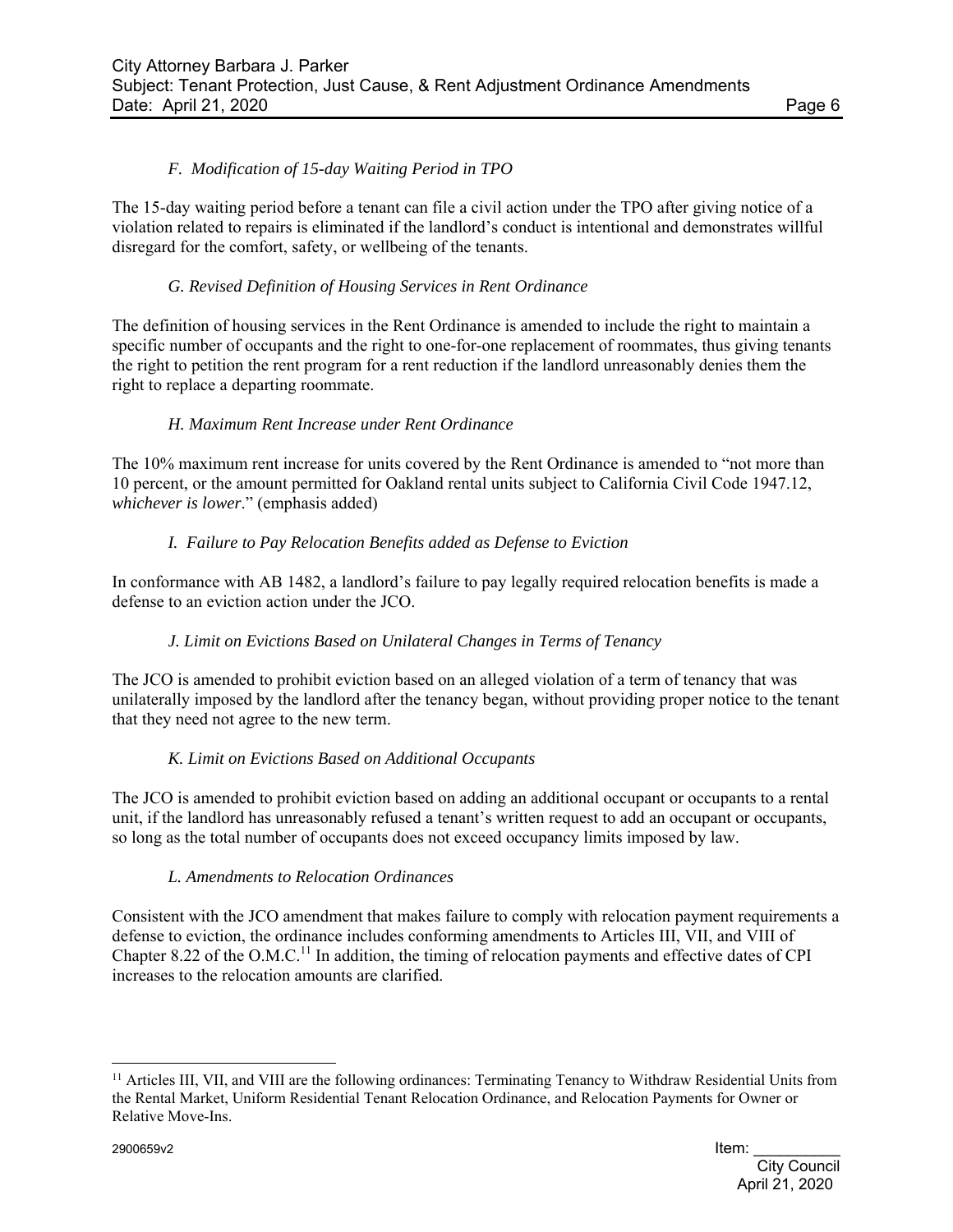### *F. Modification of 15-day Waiting Period in TPO*

The 15-day waiting period before a tenant can file a civil action under the TPO after giving notice of a violation related to repairs is eliminated if the landlord's conduct is intentional and demonstrates willful disregard for the comfort, safety, or wellbeing of the tenants.

### *G. Revised Definition of Housing Services in Rent Ordinance*

The definition of housing services in the Rent Ordinance is amended to include the right to maintain a specific number of occupants and the right to one-for-one replacement of roommates, thus giving tenants the right to petition the rent program for a rent reduction if the landlord unreasonably denies them the right to replace a departing roommate.

### *H. Maximum Rent Increase under Rent Ordinance*

The 10% maximum rent increase for units covered by the Rent Ordinance is amended to "not more than 10 percent, or the amount permitted for Oakland rental units subject to California Civil Code 1947.12, *whichever is lower*." (emphasis added)

### *I. Failure to Pay Relocation Benefits added as Defense to Eviction*

In conformance with AB 1482, a landlord's failure to pay legally required relocation benefits is made a defense to an eviction action under the JCO.

### *J. Limit on Evictions Based on Unilateral Changes in Terms of Tenancy*

The JCO is amended to prohibit eviction based on an alleged violation of a term of tenancy that was unilaterally imposed by the landlord after the tenancy began, without providing proper notice to the tenant that they need not agree to the new term.

### *K. Limit on Evictions Based on Additional Occupants*

The JCO is amended to prohibit eviction based on adding an additional occupant or occupants to a rental unit, if the landlord has unreasonably refused a tenant's written request to add an occupant or occupants, so long as the total number of occupants does not exceed occupancy limits imposed by law.

### *L. Amendments to Relocation Ordinances*

Consistent with the JCO amendment that makes failure to comply with relocation payment requirements a defense to eviction, the ordinance includes conforming amendments to Articles III, VII, and VIII of Chapter 8.22 of the O.M.C.[11] In addition, the timing of relocation payments and effective dates of CPI increases to the relocation amounts are clarified.

---

[11] Articles III, VII, and VIII are the following ordinances: Terminating Tenancy to Withdraw Residential Units from the Rental Market, Uniform Residential Tenant Relocation Ordinance, and Relocation Payments for Owner or Relative Move-Ins.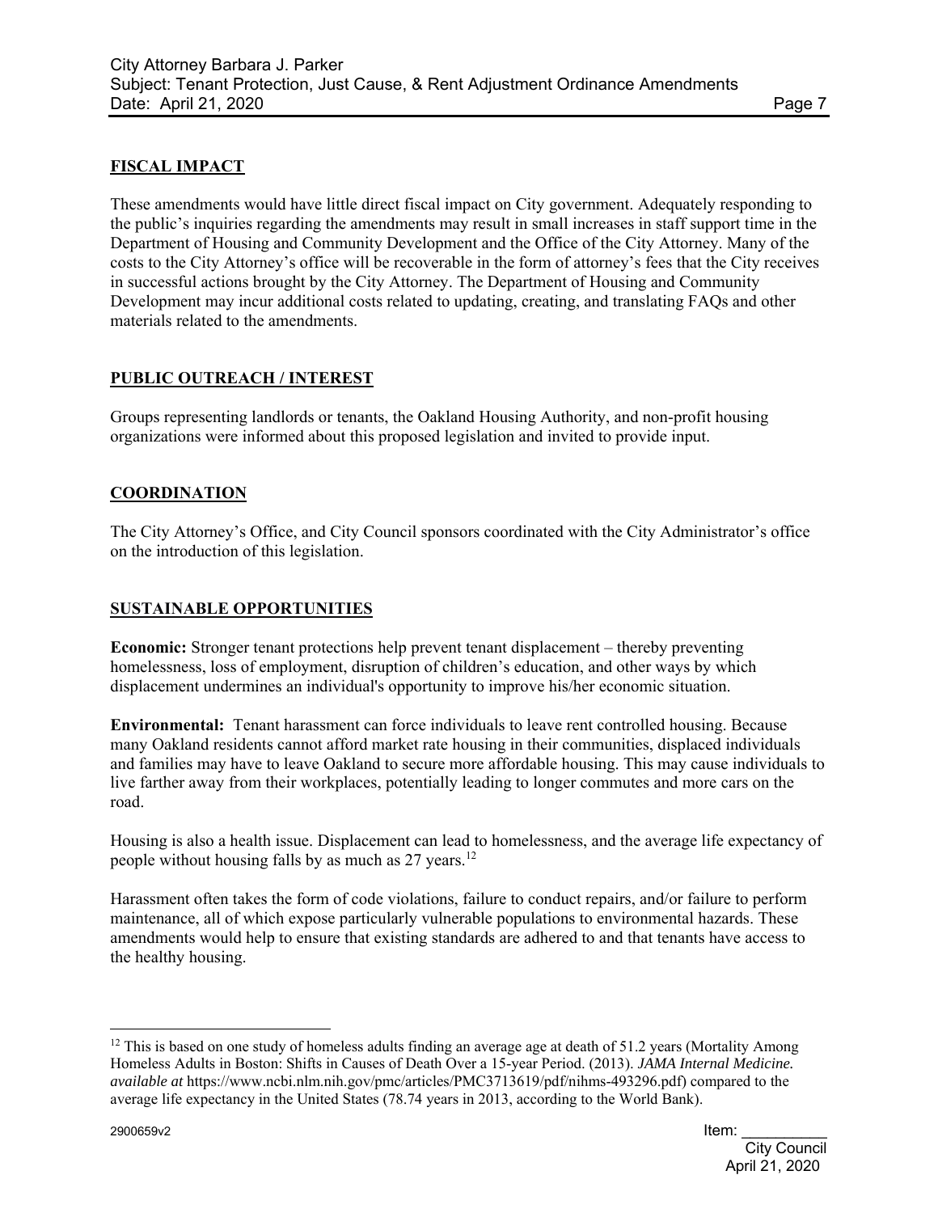## FISCAL IMPACT

These amendments would have little direct fiscal impact on City government. Adequately responding to the public's inquiries regarding the amendments may result in small increases in staff support time in the Department of Housing and Community Development and the Office of the City Attorney. Many of the costs to the City Attorney's office will be recoverable in the form of attorney's fees that the City receives in successful actions brought by the City Attorney. The Department of Housing and Community Development may incur additional costs related to updating, creating, and translating FAQs and other materials related to the amendments.

## PUBLIC OUTREACH / INTEREST

Groups representing landlords or tenants, the Oakland Housing Authority, and non-profit housing organizations were informed about this proposed legislation and invited to provide input.

## COORDINATION

The City Attorney's Office, and City Council sponsors coordinated with the City Administrator's office on the introduction of this legislation.

## SUSTAINABLE OPPORTUNITIES

**Economic:** Stronger tenant protections help prevent tenant displacement – thereby preventing homelessness, loss of employment, disruption of children's education, and other ways by which displacement undermines an individual's opportunity to improve his/her economic situation.

**Environmental:** Tenant harassment can force individuals to leave rent controlled housing. Because many Oakland residents cannot afford market rate housing in their communities, displaced individuals and families may have to leave Oakland to secure more affordable housing. This may cause individuals to live farther away from their workplaces, potentially leading to longer commutes and more cars on the road.

Housing is also a health issue. Displacement can lead to homelessness, and the average life expectancy of people without housing falls by as much as 27 years.[12]

Harassment often takes the form of code violations, failure to conduct repairs, and/or failure to perform maintenance, all of which expose particularly vulnerable populations to environmental hazards. These amendments would help to ensure that existing standards are adhered to and that tenants have access to the healthy housing.

---

[12] This is based on one study of homeless adults finding an average age at death of 51.2 years (Mortality Among Homeless Adults in Boston: Shifts in Causes of Death Over a 15-year Period. (2013). *JAMA Internal Medicine. available at* https://www.ncbi.nlm.nih.gov/pmc/articles/PMC3713619/pdf/nihms-493296.pdf) compared to the average life expectancy in the United States (78.74 years in 2013, according to the World Bank).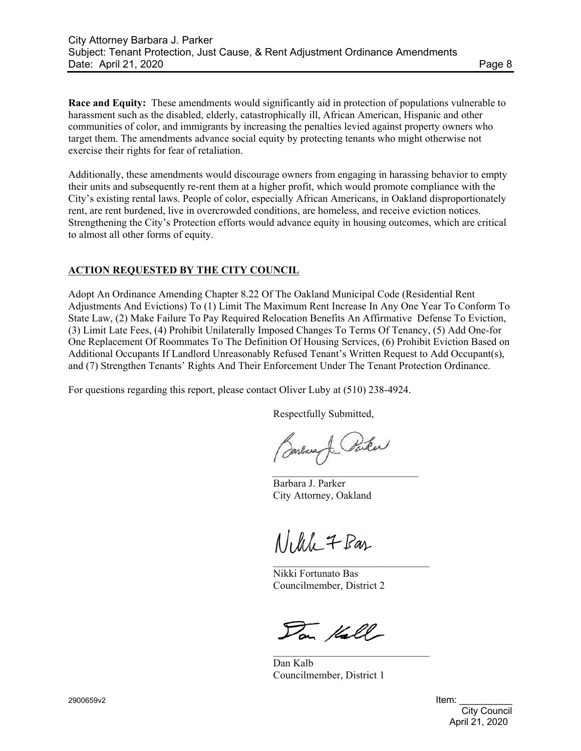**Race and Equity:** These amendments would significantly aid in protection of populations vulnerable to harassment such as the disabled, elderly, catastrophically ill, African American, Hispanic and other communities of color, and immigrants by increasing the penalties levied against property owners who target them. The amendments advance social equity by protecting tenants who might otherwise not exercise their rights for fear of retaliation.

Additionally, these amendments would discourage owners from engaging in harassing behavior to empty their units and subsequently re-rent them at a higher profit, which would promote compliance with the City's existing rental laws. People of color, especially African Americans, in Oakland disproportionately rent, are rent burdened, live in overcrowded conditions, are homeless, and receive eviction notices. Strengthening the City's Protection efforts would advance equity in housing outcomes, which are critical to almost all other forms of equity.

## ACTION REQUESTED BY THE CITY COUNCIL

Adopt An Ordinance Amending Chapter 8.22 Of The Oakland Municipal Code (Residential Rent Adjustments And Evictions) To (1) Limit The Maximum Rent Increase In Any One Year To Conform To State Law, (2) Make Failure To Pay Required Relocation Benefits An Affirmative Defense To Eviction, (3) Limit Late Fees, (4) Prohibit Unilaterally Imposed Changes To Terms Of Tenancy, (5) Add One-for One Replacement Of Roommates To The Definition Of Housing Services, (6) Prohibit Eviction Based on Additional Occupants If Landlord Unreasonably Refused Tenant's Written Request to Add Occupant(s), and (7) Strengthen Tenants' Rights And Their Enforcement Under The Tenant Protection Ordinance.

For questions regarding this report, please contact Oliver Luby at (510) 238-4924.

Respectfully Submitted,

Barbara J. Parker
City Attorney, Oakland

Nikki Fortunato Bas
Councilmember, District 2

Dan Kalb
Councilmember, District 1

2900659v2

Item: __________
City Council
April 21, 2020